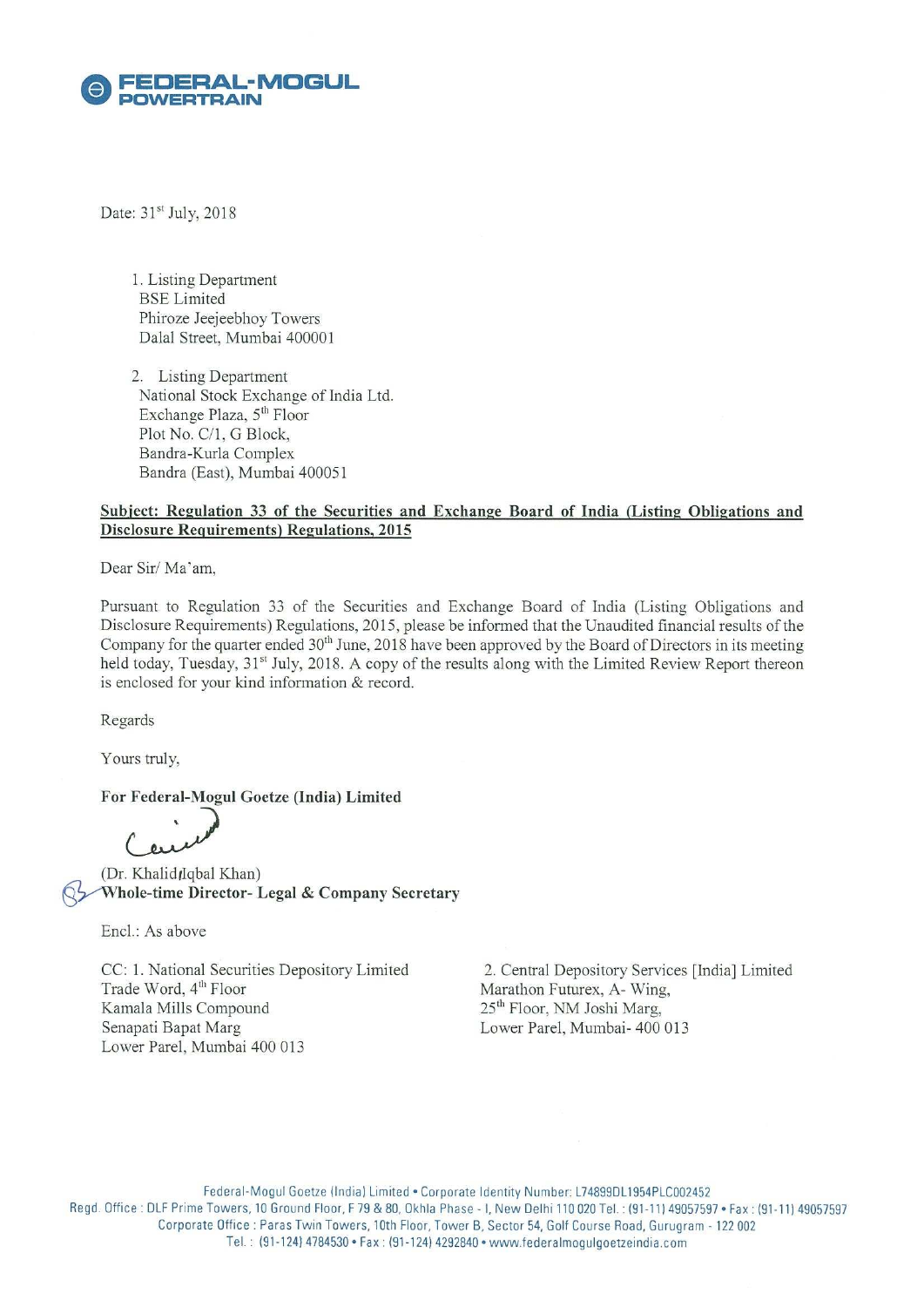**FEDERAL-MOGUL**
**POWERTRAIN**

Date: 31st July, 2018

1. Listing Department
   BSE Limited
   Phiroze Jeejeebhoy Towers
   Dalal Street, Mumbai 400001

2. Listing Department
   National Stock Exchange of India Ltd.
   Exchange Plaza, 5th Floor
   Plot No. C/1, G Block,
   Bandra-Kurla Complex
   Bandra (East), Mumbai 400051

**Subject: Regulation 33 of the Securities and Exchange Board of India (Listing Obligations and Disclosure Requirements) Regulations, 2015**

Dear Sir/ Ma'am,

Pursuant to Regulation 33 of the Securities and Exchange Board of India (Listing Obligations and Disclosure Requirements) Regulations, 2015, please be informed that the Unaudited financial results of the Company for the quarter ended 30th June, 2018 have been approved by the Board of Directors in its meeting held today, Tuesday, 31st July, 2018. A copy of the results along with the Limited Review Report thereon is enclosed for your kind information & record.

Regards

Yours truly,

**For Federal-Mogul Goetze (India) Limited**

(Dr. Khalid Iqbal Khan)
**Whole-time Director- Legal & Company Secretary**

Encl.: As above

CC: 1. National Securities Depository Limited
Trade Word, 4th Floor
Kamala Mills Compound
Senapati Bapat Marg
Lower Parel, Mumbai 400 013

2. Central Depository Services [India] Limited
Marathon Futurex, A- Wing,
25th Floor, NM Joshi Marg,
Lower Parel, Mumbai- 400 013

Federal-Mogul Goetze (India) Limited • Corporate Identity Number: L74899DL1954PLC002452
Regd. Office : DLF Prime Towers, 10 Ground Floor, F 79 & 80, Okhla Phase - I, New Delhi 110 020 Tel. : (91-11) 49057597 • Fax : (91-11) 49057597
Corporate Office : Paras Twin Towers, 10th Floor, Tower B, Sector 54, Golf Course Road, Gurugram - 122 002
Tel. : (91-124) 4784530 • Fax : (91-124) 4292840 • www.federalmogulgoetzeindia.com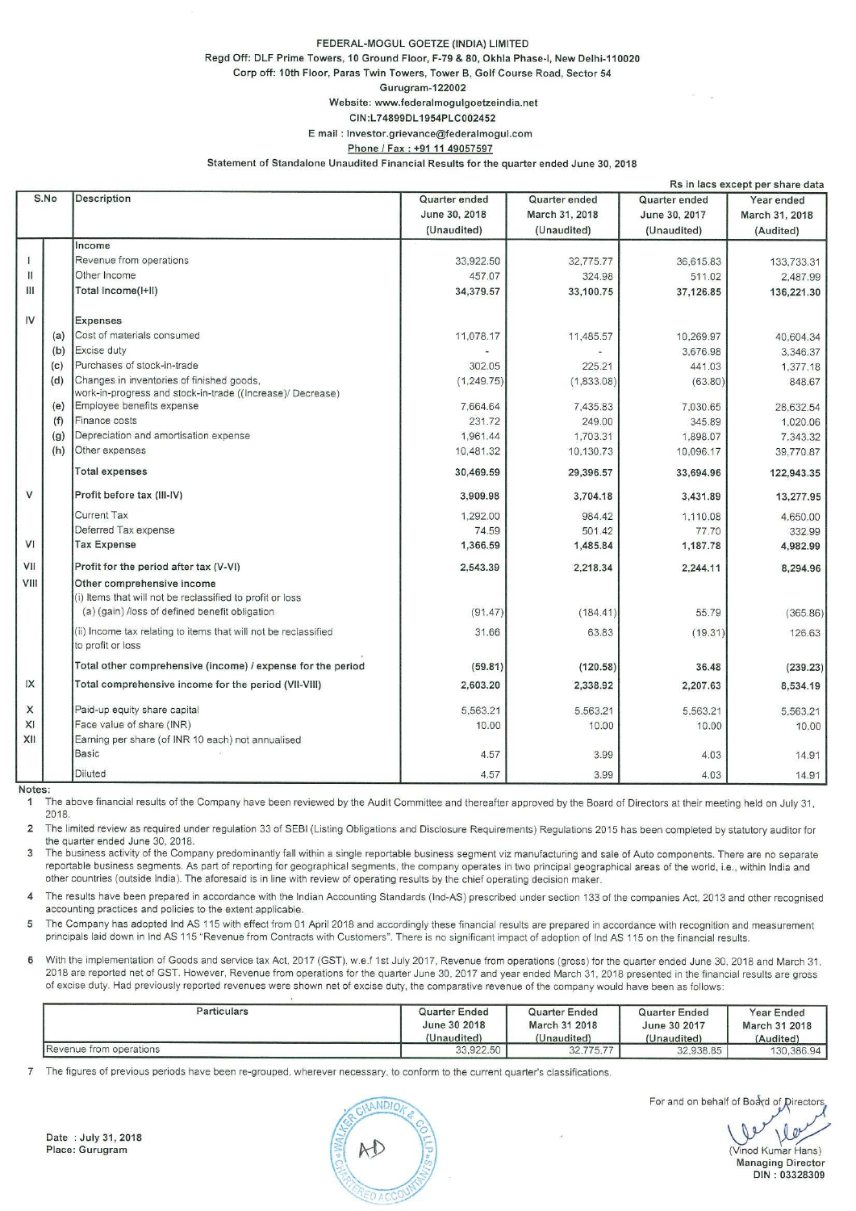FEDERAL-MOGUL GOETZE (INDIA) LIMITED

Regd Off: DLF Prime Towers, 10 Ground Floor, F-79 & 80, Okhla Phase-I, New Delhi-110020

Corp off: 10th Floor, Paras Twin Towers, Tower B, Golf Course Road, Sector 54

Gurugram-122002

Website: www.federalmogulgoetzeindia.net

CIN:L74899DL1954PLC002452

E mail : investor.grievance@federalmogul.com

Phone / Fax : +91 11 49057597

Statement of Standalone Unaudited Financial Results for the quarter ended June 30, 2018

Rs in lacs except per share data

| S.No | | Description | Quarter ended June 30, 2018 (Unaudited) | Quarter ended March 31, 2018 (Unaudited) | Quarter ended June 30, 2017 (Unaudited) | Year ended March 31, 2018 (Audited) |
|---|---|---|---|---|---|---|
| | | Income | | | | |
| I | | Revenue from operations | 33,922.50 | 32,775.77 | 36,615.83 | 133,733.31 |
| II | | Other Income | 457.07 | 324.98 | 511.02 | 2,487.99 |
| III | | **Total Income(I+II)** | **34,379.57** | **33,100.75** | **37,126.85** | **136,221.30** |
| IV | | Expenses | | | | |
| | (a) | Cost of materials consumed | 11,078.17 | 11,485.57 | 10,269.97 | 40,604.34 |
| | (b) | Excise duty | - | - | 3,676.98 | 3,346.37 |
| | (c) | Purchases of stock-in-trade | 302.05 | 225.21 | 441.03 | 1,377.18 |
| | (d) | Changes in inventories of finished goods, work-in-progress and stock-in-trade ((Increase)/ Decrease) | (1,249.75) | (1,833.08) | (63.80) | 848.67 |
| | (e) | Employee benefits expense | 7,664.64 | 7,435.83 | 7,030.65 | 28,632.54 |
| | (f) | Finance costs | 231.72 | 249.00 | 345.89 | 1,020.06 |
| | (g) | Depreciation and amortisation expense | 1,961.44 | 1,703.31 | 1,898.07 | 7,343.32 |
| | (h) | Other expenses | 10,481.32 | 10,130.73 | 10,096.17 | 39,770.87 |
| | | **Total expenses** | **30,469.59** | **29,396.57** | **33,694.96** | **122,943.35** |
| V | | **Profit before tax (III-IV)** | **3,909.98** | **3,704.18** | **3,431.89** | **13,277.95** |
| | | Current Tax | 1,292.00 | 984.42 | 1,110.08 | 4,650.00 |
| | | Deferred Tax expense | 74.59 | 501.42 | 77.70 | 332.99 |
| VI | | **Tax Expense** | **1,366.59** | **1,485.84** | **1,187.78** | **4,982.99** |
| VII | | **Profit for the period after tax (V-VI)** | **2,543.39** | **2,218.34** | **2,244.11** | **8,294.96** |
| VIII | | **Other comprehensive income** | | | | |
| | | (i) Items that will not be reclassified to profit or loss | | | | |
| | | (a) (gain) /loss of defined benefit obligation | (91.47) | (184.41) | 55.79 | (365.86) |
| | | (ii) Income tax relating to items that will not be reclassified to profit or loss | 31.66 | 63.83 | (19.31) | 126.63 |
| | | **Total other comprehensive (income) / expense for the period** | **(59.81)** | **(120.58)** | **36.48** | **(239.23)** |
| IX | | **Total comprehensive income for the period (VII-VIII)** | **2,603.20** | **2,338.92** | **2,207.63** | **8,534.19** |
| X | | Paid-up equity share capital | 5,563.21 | 5,563.21 | 5,563.21 | 5,563.21 |
| XI | | Face value of share (INR) | 10.00 | 10.00 | 10.00 | 10.00 |
| XII | | Earning per share (of INR 10 each) not annualised | | | | |
| | | Basic | 4.57 | 3.99 | 4.03 | 14.91 |
| | | Diluted | 4.57 | 3.99 | 4.03 | 14.91 |

Notes:

1. The above financial results of the Company have been reviewed by the Audit Committee and thereafter approved by the Board of Directors at their meeting held on July 31, 2018.
2. The limited review as required under regulation 33 of SEBI (Listing Obligations and Disclosure Requirements) Regulations 2015 has been completed by statutory auditor for the quarter ended June 30, 2018.
3. The business activity of the Company predominantly fall within a single reportable business segment viz manufacturing and sale of Auto components. There are no separate reportable business segments. As part of reporting for geographical segments, the company operates in two principal geographical areas of the world, i.e., within India and other countries (outside India). The aforesaid is in line with review of operating results by the chief operating decision maker.
4. The results have been prepared in accordance with the Indian Accounting Standards (Ind-AS) prescribed under section 133 of the companies Act, 2013 and other recognised accounting practices and policies to the extent applicable.
5. The Company has adopted Ind AS 115 with effect from 01 April 2018 and accordingly these financial results are prepared in accordance with recognition and measurement principals laid down in Ind AS 115 "Revenue from Contracts with Customers". There is no significant impact of adoption of Ind AS 115 on the financial results.
6. With the implementation of Goods and service tax Act, 2017 (GST), w.e.f 1st July 2017, Revenue from operations (gross) for the quarter ended June 30, 2018 and March 31, 2018 are reported net of GST. However, Revenue from operations for the quarter June 30, 2017 and year ended March 31, 2018 presented in the financial results are gross of excise duty. Had previously reported revenues were shown net of excise duty, the comparative revenue of the company would have been as follows:

| Particulars | Quarter Ended June 30 2018 (Unaudited) | Quarter Ended March 31 2018 (Unaudited) | Quarter Ended June 30 2017 (Unaudited) | Year Ended March 31 2018 (Audited) |
|---|---|---|---|---|
| Revenue from operations | 33,922.50 | 32,775.77 | 32,938.85 | 130,386.94 |

7. The figures of previous periods have been re-grouped, wherever necessary, to conform to the current quarter's classifications.

Date : July 31, 2018

Place: Gurugram

For and on behalf of Board of Directors

(Vinod Kumar Hans)

Managing Director

DIN : 03328309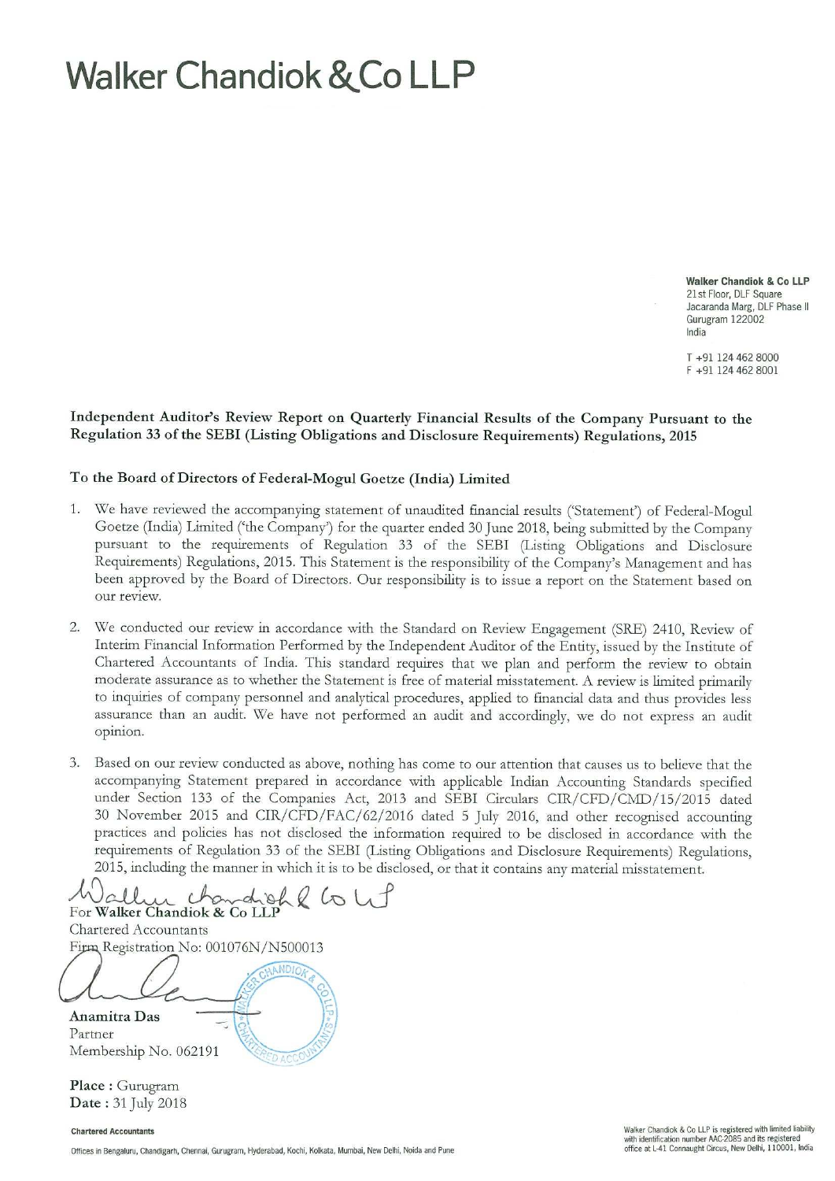# Walker Chandiok & Co LLP

**Walker Chandiok & Co LLP**
21st Floor, DLF Square
Jacaranda Marg, DLF Phase II
Gurugram 122002
India

T +91 124 462 8000
F +91 124 462 8001

**Independent Auditor's Review Report on Quarterly Financial Results of the Company Pursuant to the Regulation 33 of the SEBI (Listing Obligations and Disclosure Requirements) Regulations, 2015**

**To the Board of Directors of Federal-Mogul Goetze (India) Limited**

1. We have reviewed the accompanying statement of unaudited financial results ('Statement') of Federal-Mogul Goetze (India) Limited ('the Company') for the quarter ended 30 June 2018, being submitted by the Company pursuant to the requirements of Regulation 33 of the SEBI (Listing Obligations and Disclosure Requirements) Regulations, 2015. This Statement is the responsibility of the Company's Management and has been approved by the Board of Directors. Our responsibility is to issue a report on the Statement based on our review.

2. We conducted our review in accordance with the Standard on Review Engagement (SRE) 2410, Review of Interim Financial Information Performed by the Independent Auditor of the Entity, issued by the Institute of Chartered Accountants of India. This standard requires that we plan and perform the review to obtain moderate assurance as to whether the Statement is free of material misstatement. A review is limited primarily to inquiries of company personnel and analytical procedures, applied to financial data and thus provides less assurance than an audit. We have not performed an audit and accordingly, we do not express an audit opinion.

3. Based on our review conducted as above, nothing has come to our attention that causes us to believe that the accompanying Statement prepared in accordance with applicable Indian Accounting Standards specified under Section 133 of the Companies Act, 2013 and SEBI Circulars CIR/CFD/CMD/15/2015 dated 30 November 2015 and CIR/CFD/FAC/62/2016 dated 5 July 2016, and other recognised accounting practices and policies has not disclosed the information required to be disclosed in accordance with the requirements of Regulation 33 of the SEBI (Listing Obligations and Disclosure Requirements) Regulations, 2015, including the manner in which it is to be disclosed, or that it contains any material misstatement.

For **Walker Chandiok & Co LLP**
Chartered Accountants
Firm Registration No: 001076N/N500013

**Anamitra Das**
Partner
Membership No. 062191

**Place :** Gurugram
**Date :** 31 July 2018

**Chartered Accountants**

Offices in Bengaluru, Chandigarh, Chennai, Gurugram, Hyderabad, Kochi, Kolkata, Mumbai, New Delhi, Noida and Pune

Walker Chandiok & Co LLP is registered with limited liability with identification number AAC-2085 and its registered office at L-41 Connaught Circus, New Delhi, 110001, India